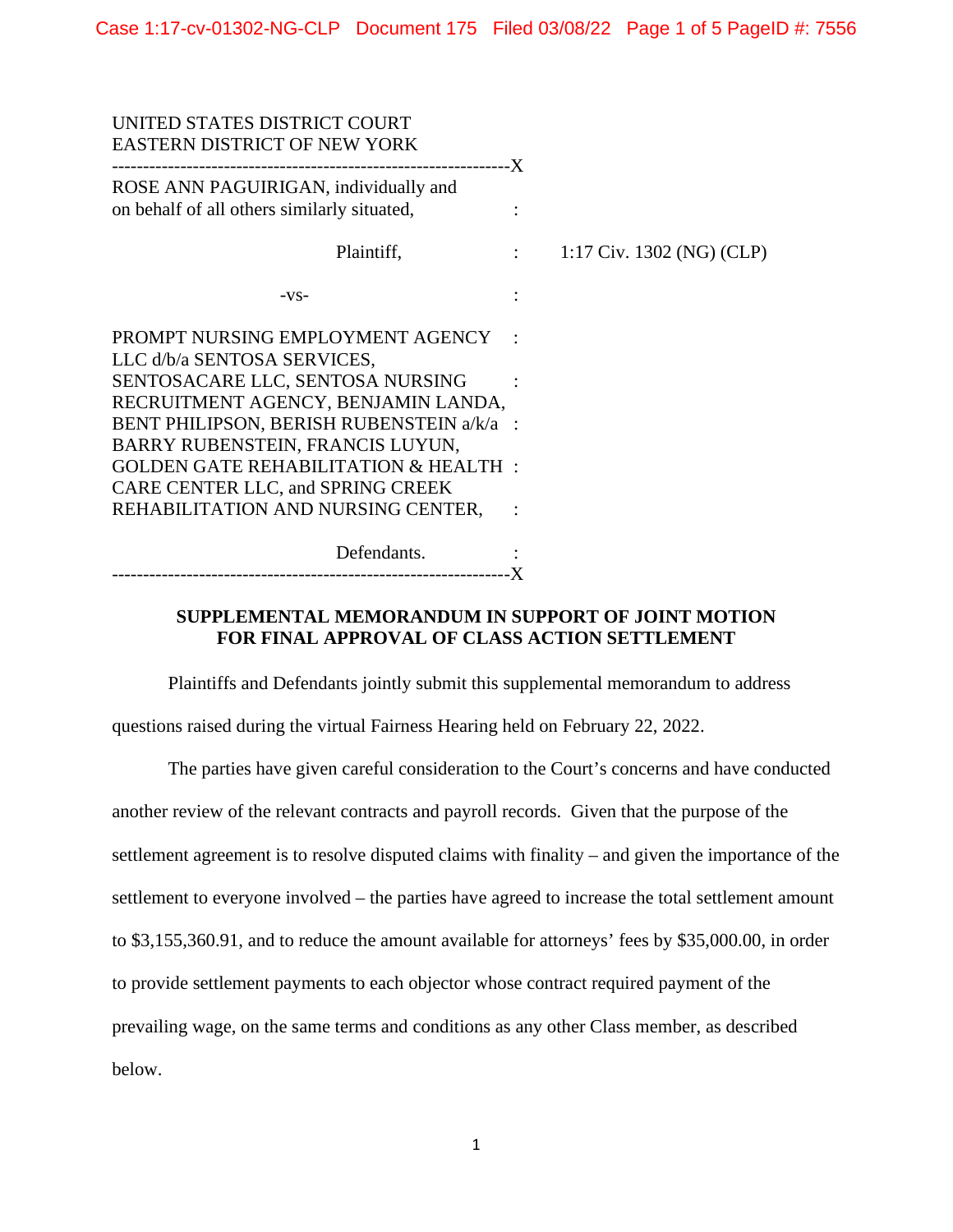UNITED STATES DISTRICT COURT
EASTERN DISTRICT OF NEW YORK

-----------------------------------------------------------------X

ROSE ANN PAGUIRIGAN, individually and on behalf of all others similarly situated,

Plaintiff,

1:17 Civ. 1302 (NG) (CLP)

-vs-

PROMPT NURSING EMPLOYMENT AGENCY LLC d/b/a SENTOSA SERVICES, SENTOSACARE LLC, SENTOSA NURSING RECRUITMENT AGENCY, BENJAMIN LANDA, BENT PHILIPSON, BERISH RUBENSTEIN a/k/a BARRY RUBENSTEIN, FRANCIS LUYUN, GOLDEN GATE REHABILITATION & HEALTH CARE CENTER LLC, and SPRING CREEK REHABILITATION AND NURSING CENTER,

Defendants.

-----------------------------------------------------------------X

**SUPPLEMENTAL MEMORANDUM IN SUPPORT OF JOINT MOTION FOR FINAL APPROVAL OF CLASS ACTION SETTLEMENT**

Plaintiffs and Defendants jointly submit this supplemental memorandum to address questions raised during the virtual Fairness Hearing held on February 22, 2022.

The parties have given careful consideration to the Court's concerns and have conducted another review of the relevant contracts and payroll records. Given that the purpose of the settlement agreement is to resolve disputed claims with finality – and given the importance of the settlement to everyone involved – the parties have agreed to increase the total settlement amount to $3,155,360.91, and to reduce the amount available for attorneys' fees by $35,000.00, in order to provide settlement payments to each objector whose contract required payment of the prevailing wage, on the same terms and conditions as any other Class member, as described below.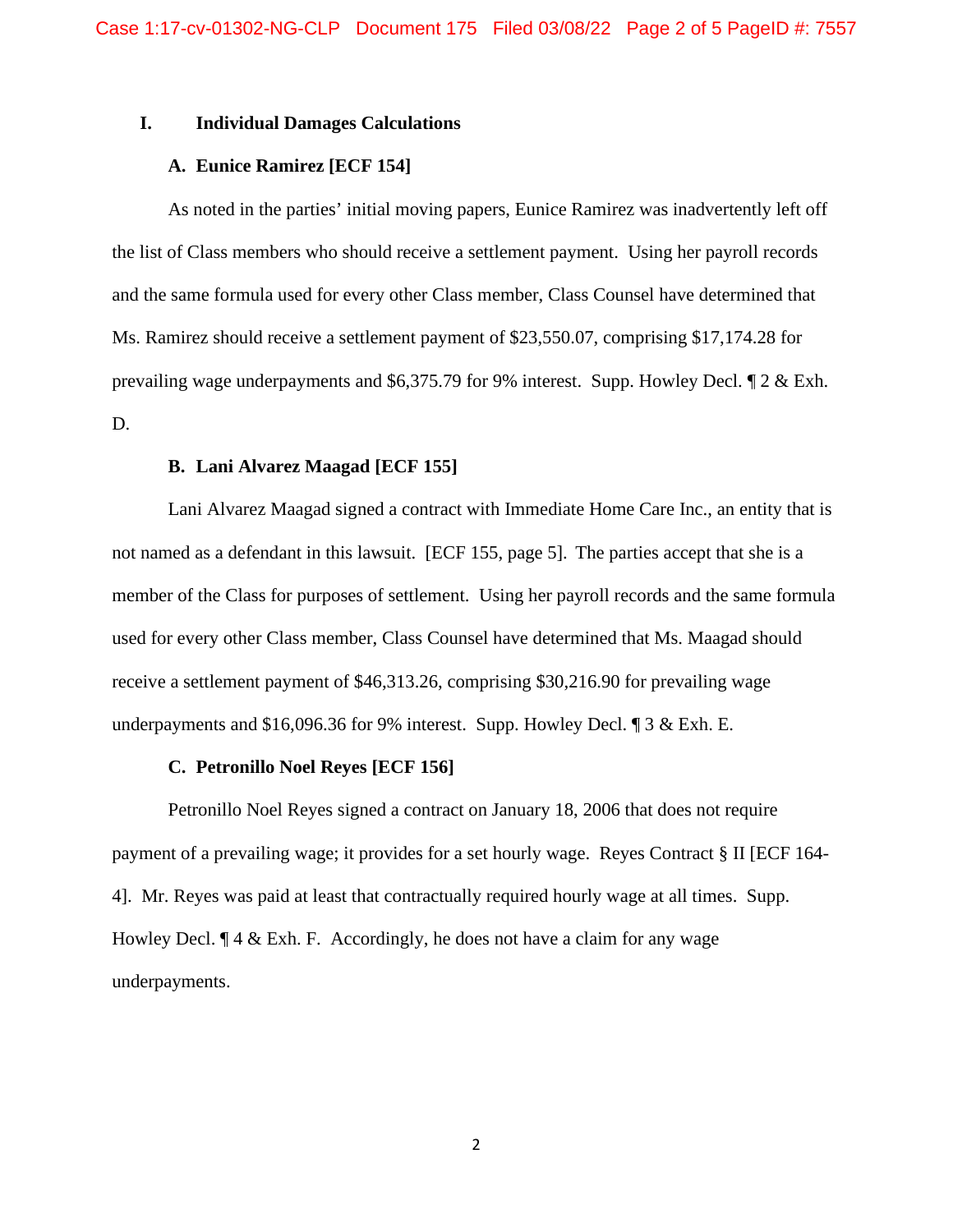## I. Individual Damages Calculations

### A. Eunice Ramirez [ECF 154]

As noted in the parties' initial moving papers, Eunice Ramirez was inadvertently left off the list of Class members who should receive a settlement payment. Using her payroll records and the same formula used for every other Class member, Class Counsel have determined that Ms. Ramirez should receive a settlement payment of $23,550.07, comprising $17,174.28 for prevailing wage underpayments and $6,375.79 for 9% interest. Supp. Howley Decl. ¶ 2 & Exh. D.

### B. Lani Alvarez Maagad [ECF 155]

Lani Alvarez Maagad signed a contract with Immediate Home Care Inc., an entity that is not named as a defendant in this lawsuit. [ECF 155, page 5]. The parties accept that she is a member of the Class for purposes of settlement. Using her payroll records and the same formula used for every other Class member, Class Counsel have determined that Ms. Maagad should receive a settlement payment of $46,313.26, comprising $30,216.90 for prevailing wage underpayments and $16,096.36 for 9% interest. Supp. Howley Decl. ¶ 3 & Exh. E.

### C. Petronillo Noel Reyes [ECF 156]

Petronillo Noel Reyes signed a contract on January 18, 2006 that does not require payment of a prevailing wage; it provides for a set hourly wage. Reyes Contract § II [ECF 164-4]. Mr. Reyes was paid at least that contractually required hourly wage at all times. Supp. Howley Decl. ¶ 4 & Exh. F. Accordingly, he does not have a claim for any wage underpayments.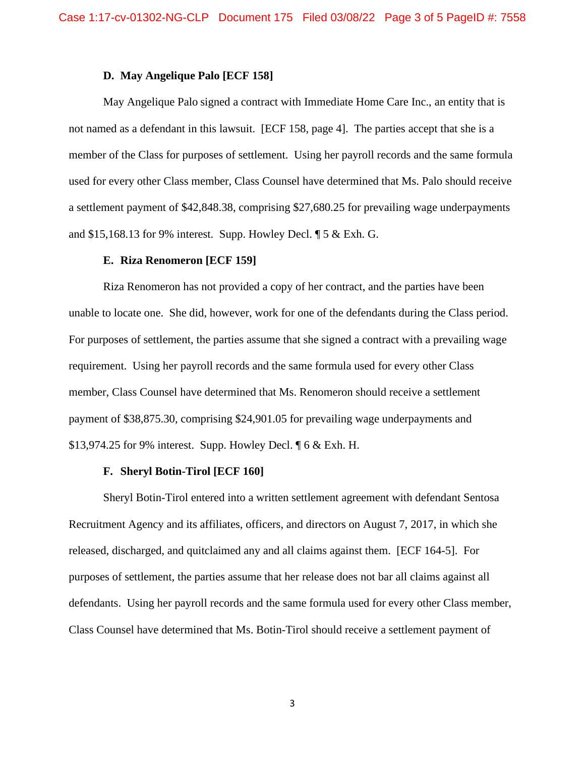### D. May Angelique Palo [ECF 158]

May Angelique Palo signed a contract with Immediate Home Care Inc., an entity that is not named as a defendant in this lawsuit. [ECF 158, page 4]. The parties accept that she is a member of the Class for purposes of settlement. Using her payroll records and the same formula used for every other Class member, Class Counsel have determined that Ms. Palo should receive a settlement payment of $42,848.38, comprising $27,680.25 for prevailing wage underpayments and $15,168.13 for 9% interest. Supp. Howley Decl. ¶ 5 & Exh. G.

### E. Riza Renomeron [ECF 159]

Riza Renomeron has not provided a copy of her contract, and the parties have been unable to locate one. She did, however, work for one of the defendants during the Class period. For purposes of settlement, the parties assume that she signed a contract with a prevailing wage requirement. Using her payroll records and the same formula used for every other Class member, Class Counsel have determined that Ms. Renomeron should receive a settlement payment of $38,875.30, comprising $24,901.05 for prevailing wage underpayments and $13,974.25 for 9% interest. Supp. Howley Decl. ¶ 6 & Exh. H.

### F. Sheryl Botin-Tirol [ECF 160]

Sheryl Botin-Tirol entered into a written settlement agreement with defendant Sentosa Recruitment Agency and its affiliates, officers, and directors on August 7, 2017, in which she released, discharged, and quitclaimed any and all claims against them. [ECF 164-5]. For purposes of settlement, the parties assume that her release does not bar all claims against all defendants. Using her payroll records and the same formula used for every other Class member, Class Counsel have determined that Ms. Botin-Tirol should receive a settlement payment of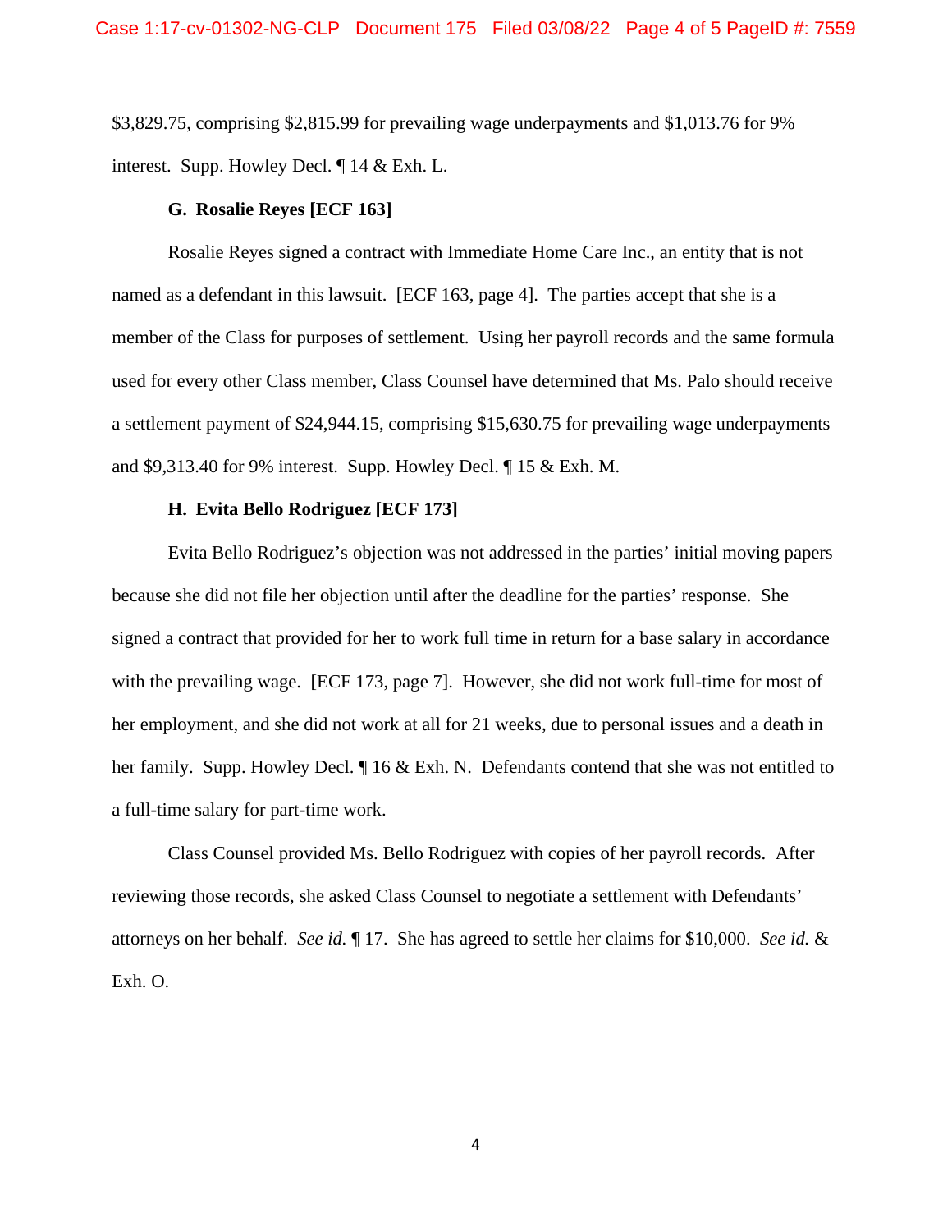$3,829.75, comprising $2,815.99 for prevailing wage underpayments and $1,013.76 for 9% interest. Supp. Howley Decl. ¶ 14 & Exh. L.

### G. Rosalie Reyes [ECF 163]

Rosalie Reyes signed a contract with Immediate Home Care Inc., an entity that is not named as a defendant in this lawsuit. [ECF 163, page 4]. The parties accept that she is a member of the Class for purposes of settlement. Using her payroll records and the same formula used for every other Class member, Class Counsel have determined that Ms. Palo should receive a settlement payment of $24,944.15, comprising $15,630.75 for prevailing wage underpayments and $9,313.40 for 9% interest. Supp. Howley Decl. ¶ 15 & Exh. M.

### H. Evita Bello Rodriguez [ECF 173]

Evita Bello Rodriguez's objection was not addressed in the parties' initial moving papers because she did not file her objection until after the deadline for the parties' response. She signed a contract that provided for her to work full time in return for a base salary in accordance with the prevailing wage. [ECF 173, page 7]. However, she did not work full-time for most of her employment, and she did not work at all for 21 weeks, due to personal issues and a death in her family. Supp. Howley Decl. ¶ 16 & Exh. N. Defendants contend that she was not entitled to a full-time salary for part-time work.

Class Counsel provided Ms. Bello Rodriguez with copies of her payroll records. After reviewing those records, she asked Class Counsel to negotiate a settlement with Defendants' attorneys on her behalf. *See id.* ¶ 17. She has agreed to settle her claims for $10,000. *See id.* & Exh. O.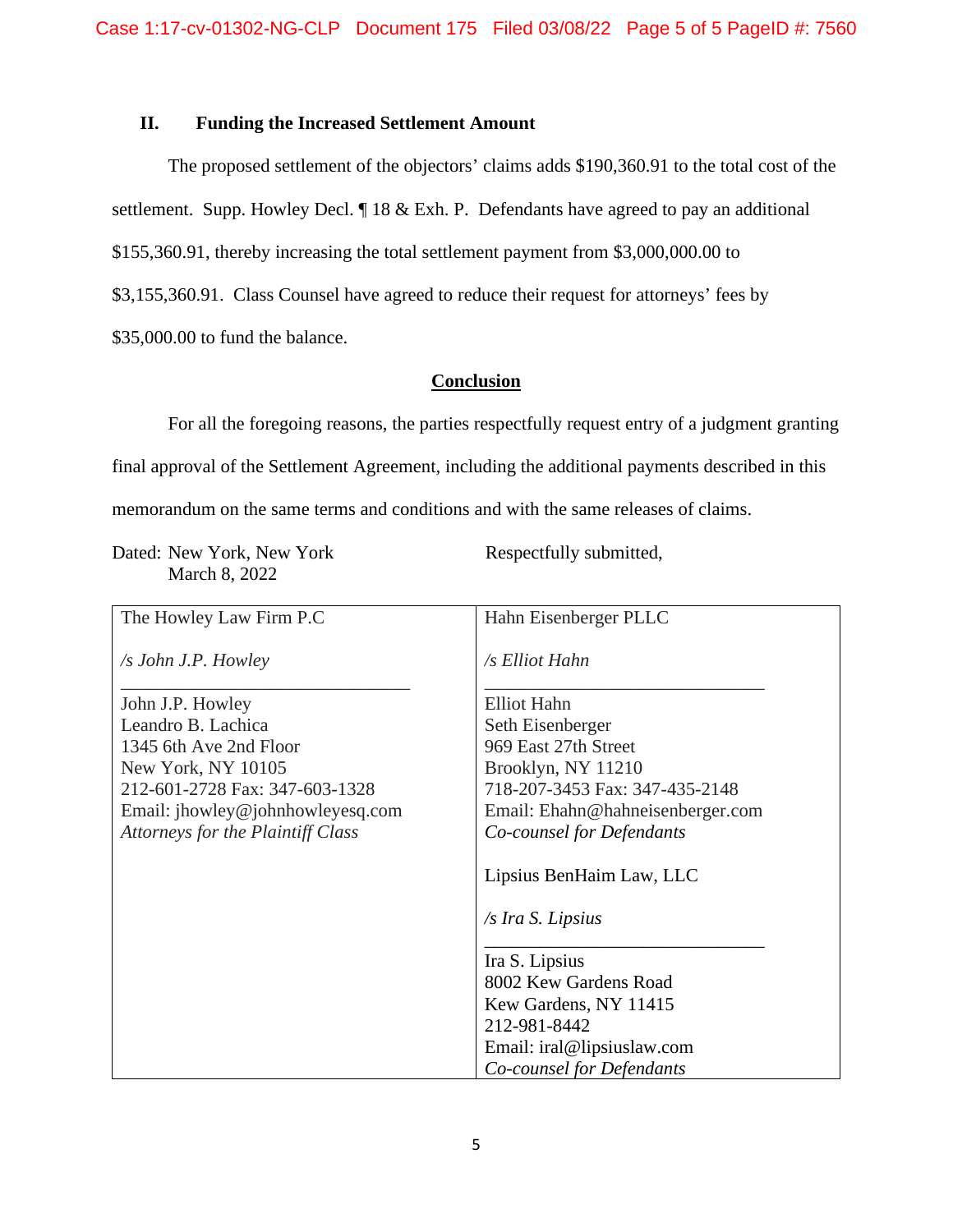## II. Funding the Increased Settlement Amount

The proposed settlement of the objectors' claims adds $190,360.91 to the total cost of the settlement. Supp. Howley Decl. ¶ 18 & Exh. P. Defendants have agreed to pay an additional $155,360.91, thereby increasing the total settlement payment from $3,000,000.00 to $3,155,360.91. Class Counsel have agreed to reduce their request for attorneys' fees by $35,000.00 to fund the balance.

## Conclusion

For all the foregoing reasons, the parties respectfully request entry of a judgment granting final approval of the Settlement Agreement, including the additional payments described in this memorandum on the same terms and conditions and with the same releases of claims.

Dated: New York, New York
March 8, 2022

Respectfully submitted,

| | |
|---|---|
| The Howley Law Firm P.C<br><br>*/s John J.P. Howley*<br>\_\_\_\_\_\_\_\_\_\_\_\_\_\_\_\_\_\_\_\_\_\_\_\_\_\_\_\_\_\_<br>John J.P. Howley<br>Leandro B. Lachica<br>1345 6th Ave 2nd Floor<br>New York, NY 10105<br>212-601-2728 Fax: 347-603-1328<br>Email: jhowley@johnhowleyesq.com<br>*Attorneys for the Plaintiff Class* | Hahn Eisenberger PLLC<br><br>*/s Elliot Hahn*<br>\_\_\_\_\_\_\_\_\_\_\_\_\_\_\_\_\_\_\_\_\_\_\_\_\_\_\_\_\_\_<br>Elliot Hahn<br>Seth Eisenberger<br>969 East 27th Street<br>Brooklyn, NY 11210<br>718-207-3453 Fax: 347-435-2148<br>Email: Ehahn@hahneisenberger.com<br>*Co-counsel for Defendants*<br><br>Lipsius BenHaim Law, LLC<br><br>*/s Ira S. Lipsius*<br>\_\_\_\_\_\_\_\_\_\_\_\_\_\_\_\_\_\_\_\_\_\_\_\_\_\_\_\_\_\_<br>Ira S. Lipsius<br>8002 Kew Gardens Road<br>Kew Gardens, NY 11415<br>212-981-8442<br>Email: iral@lipsiuslaw.com<br>*Co-counsel for Defendants* |